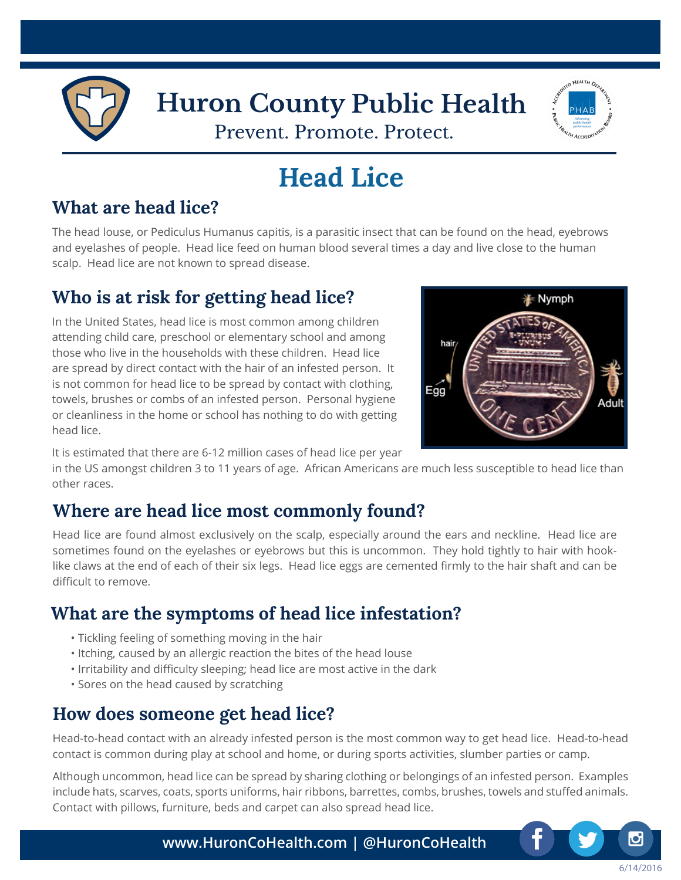# Huron County Public Health

Prevent. Promote. Protect.

## Head Lice

### What are head lice?

The head louse, or Pediculus Humanus capitis, is a parasitic insect that can be found on the head, eyebrows and eyelashes of people. Head lice feed on human blood several times a day and live close to the human scalp. Head lice are not known to spread disease.

### Who is at risk for getting head lice?

In the United States, head lice is most common among children attending child care, preschool or elementary school and among those who live in the households with these children. Head lice are spread by direct contact with the hair of an infested person. It is not common for head lice to be spread by contact with clothing, towels, brushes or combs of an infested person. Personal hygiene or cleanliness in the home or school has nothing to do with getting head lice.

It is estimated that there are 6-12 million cases of head lice per year in the US amongst children 3 to 11 years of age. African Americans are much less susceptible to head lice than other races.

### Where are head lice most commonly found?

Head lice are found almost exclusively on the scalp, especially around the ears and neckline. Head lice are sometimes found on the eyelashes or eyebrows but this is uncommon. They hold tightly to hair with hook-like claws at the end of each of their six legs. Head lice eggs are cemented firmly to the hair shaft and can be difficult to remove.

### What are the symptoms of head lice infestation?

- Tickling feeling of something moving in the hair
- Itching, caused by an allergic reaction the bites of the head louse
- Irritability and difficulty sleeping; head lice are most active in the dark
- Sores on the head caused by scratching

### How does someone get head lice?

Head-to-head contact with an already infested person is the most common way to get head lice. Head-to-head contact is common during play at school and home, or during sports activities, slumber parties or camp.

Although uncommon, head lice can be spread by sharing clothing or belongings of an infested person. Examples include hats, scarves, coats, sports uniforms, hair ribbons, barrettes, combs, brushes, towels and stuffed animals. Contact with pillows, furniture, beds and carpet can also spread head lice.

www.HuronCoHealth.com | @HuronCoHealth

6/14/2016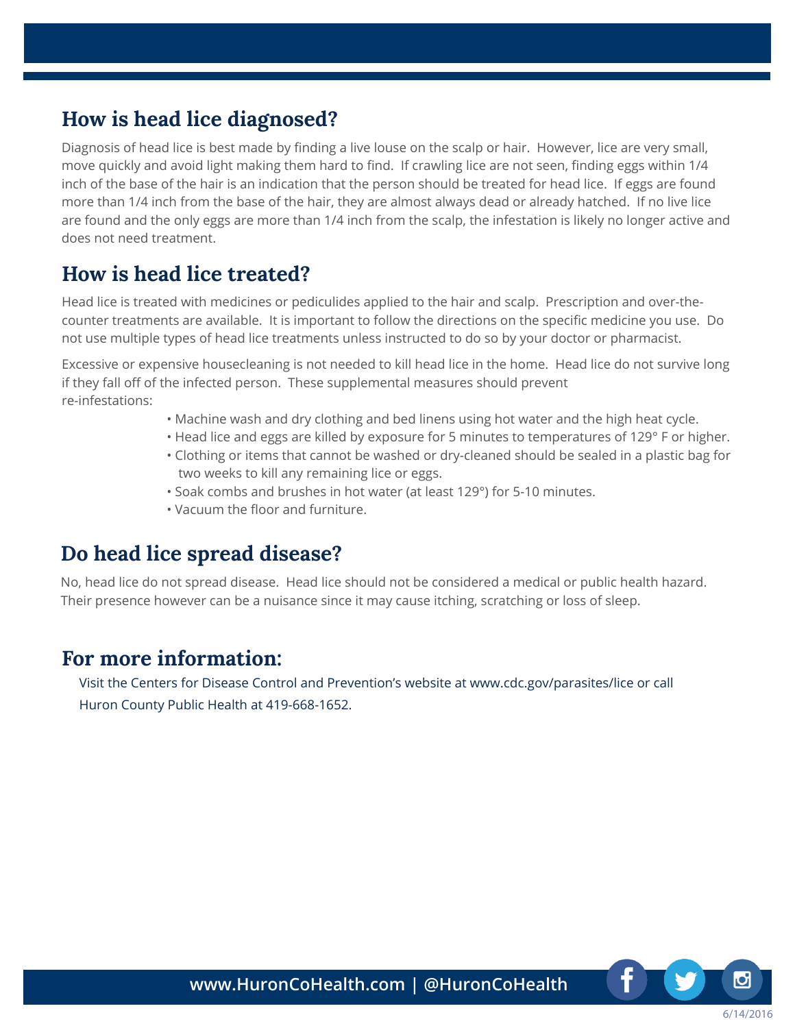## How is head lice diagnosed?

Diagnosis of head lice is best made by finding a live louse on the scalp or hair. However, lice are very small, move quickly and avoid light making them hard to find. If crawling lice are not seen, finding eggs within 1/4 inch of the base of the hair is an indication that the person should be treated for head lice. If eggs are found more than 1/4 inch from the base of the hair, they are almost always dead or already hatched. If no live lice are found and the only eggs are more than 1/4 inch from the scalp, the infestation is likely no longer active and does not need treatment.

## How is head lice treated?

Head lice is treated with medicines or pediculides applied to the hair and scalp. Prescription and over-the-counter treatments are available. It is important to follow the directions on the specific medicine you use. Do not use multiple types of head lice treatments unless instructed to do so by your doctor or pharmacist.

Excessive or expensive housecleaning is not needed to kill head lice in the home. Head lice do not survive long if they fall off of the infected person. These supplemental measures should prevent re-infestations:

- Machine wash and dry clothing and bed linens using hot water and the high heat cycle.
- Head lice and eggs are killed by exposure for 5 minutes to temperatures of 129° F or higher.
- Clothing or items that cannot be washed or dry-cleaned should be sealed in a plastic bag for two weeks to kill any remaining lice or eggs.
- Soak combs and brushes in hot water (at least 129°) for 5-10 minutes.
- Vacuum the floor and furniture.

## Do head lice spread disease?

No, head lice do not spread disease. Head lice should not be considered a medical or public health hazard. Their presence however can be a nuisance since it may cause itching, scratching or loss of sleep.

## For more information:

Visit the Centers for Disease Control and Prevention's website at www.cdc.gov/parasites/lice or call Huron County Public Health at 419-668-1652.

www.HuronCoHealth.com | @HuronCoHealth

6/14/2016